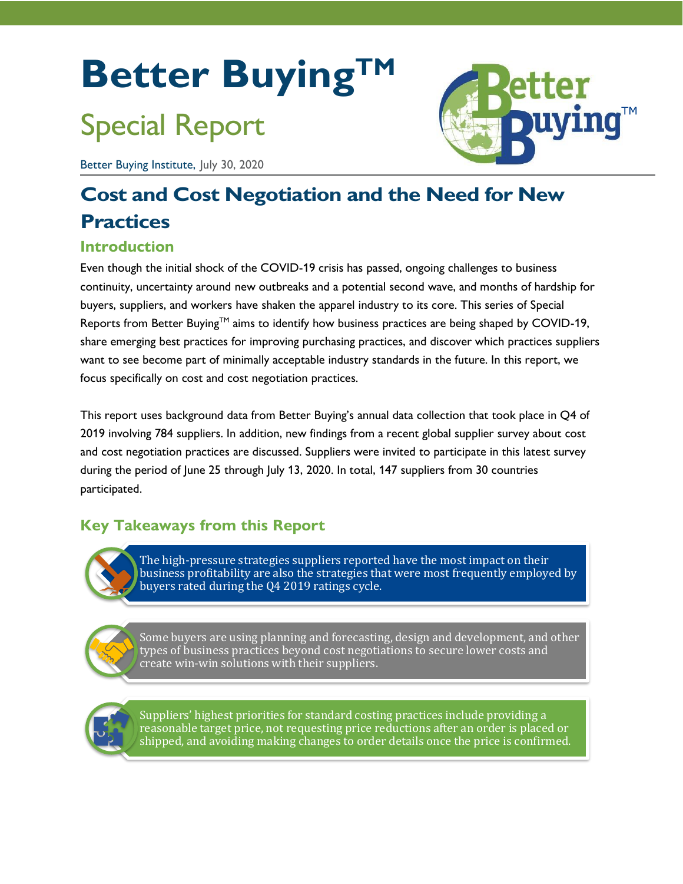# Better Buying™

## Special Report

Better Buying Institute, July 30, 2020

# Cost and Cost Negotiation and the Need for New Practices

## Introduction

Even though the initial shock of the COVID-19 crisis has passed, ongoing challenges to business continuity, uncertainty around new outbreaks and a potential second wave, and months of hardship for buyers, suppliers, and workers have shaken the apparel industry to its core. This series of Special Reports from Better Buying™ aims to identify how business practices are being shaped by COVID-19, share emerging best practices for improving purchasing practices, and discover which practices suppliers want to see become part of minimally acceptable industry standards in the future. In this report, we focus specifically on cost and cost negotiation practices.

This report uses background data from Better Buying's annual data collection that took place in Q4 of 2019 involving 784 suppliers. In addition, new findings from a recent global supplier survey about cost and cost negotiation practices are discussed. Suppliers were invited to participate in this latest survey during the period of June 25 through July 13, 2020. In total, 147 suppliers from 30 countries participated.

## Key Takeaways from this Report

- The high-pressure strategies suppliers reported have the most impact on their business profitability are also the strategies that were most frequently employed by buyers rated during the Q4 2019 ratings cycle.
- Some buyers are using planning and forecasting, design and development, and other types of business practices beyond cost negotiations to secure lower costs and create win-win solutions with their suppliers.
- Suppliers' highest priorities for standard costing practices include providing a reasonable target price, not requesting price reductions after an order is placed or shipped, and avoiding making changes to order details once the price is confirmed.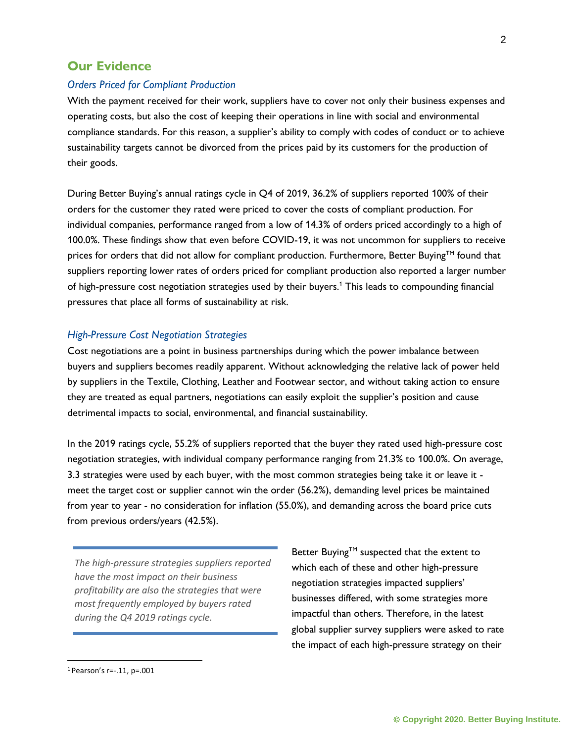## Our Evidence

### *Orders Priced for Compliant Production*

With the payment received for their work, suppliers have to cover not only their business expenses and operating costs, but also the cost of keeping their operations in line with social and environmental compliance standards. For this reason, a supplier's ability to comply with codes of conduct or to achieve sustainability targets cannot be divorced from the prices paid by its customers for the production of their goods.

During Better Buying's annual ratings cycle in Q4 of 2019, 36.2% of suppliers reported 100% of their orders for the customer they rated were priced to cover the costs of compliant production. For individual companies, performance ranged from a low of 14.3% of orders priced accordingly to a high of 100.0%. These findings show that even before COVID-19, it was not uncommon for suppliers to receive prices for orders that did not allow for compliant production. Furthermore, Better Buying™ found that suppliers reporting lower rates of orders priced for compliant production also reported a larger number of high-pressure cost negotiation strategies used by their buyers.[1] This leads to compounding financial pressures that place all forms of sustainability at risk.

### *High-Pressure Cost Negotiation Strategies*

Cost negotiations are a point in business partnerships during which the power imbalance between buyers and suppliers becomes readily apparent. Without acknowledging the relative lack of power held by suppliers in the Textile, Clothing, Leather and Footwear sector, and without taking action to ensure they are treated as equal partners, negotiations can easily exploit the supplier's position and cause detrimental impacts to social, environmental, and financial sustainability.

In the 2019 ratings cycle, 55.2% of suppliers reported that the buyer they rated used high-pressure cost negotiation strategies, with individual company performance ranging from 21.3% to 100.0%. On average, 3.3 strategies were used by each buyer, with the most common strategies being take it or leave it - meet the target cost or supplier cannot win the order (56.2%), demanding level prices be maintained from year to year - no consideration for inflation (55.0%), and demanding across the board price cuts from previous orders/years (42.5%).

> *The high-pressure strategies suppliers reported have the most impact on their business profitability are also the strategies that were most frequently employed by buyers rated during the Q4 2019 ratings cycle.*

Better Buying™ suspected that the extent to which each of these and other high-pressure negotiation strategies impacted suppliers' businesses differed, with some strategies more impactful than others. Therefore, in the latest global supplier survey suppliers were asked to rate the impact of each high-pressure strategy on their

---

[1] Pearson's $r=-.11$, $p=.001$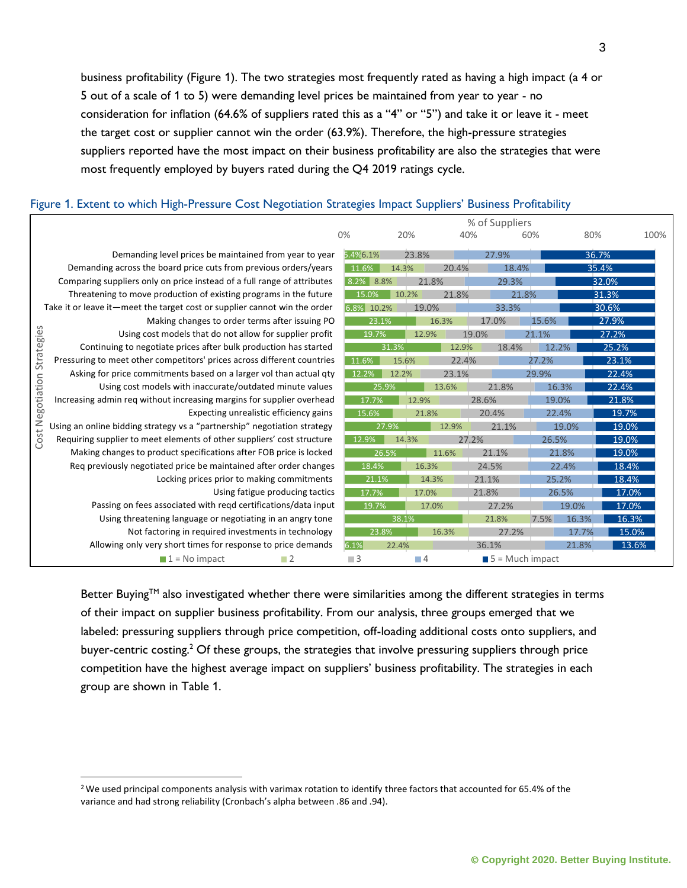business profitability (Figure 1). The two strategies most frequently rated as having a high impact (a 4 or 5 out of a scale of 1 to 5) were demanding level prices be maintained from year to year - no consideration for inflation (64.6% of suppliers rated this as a "4" or "5") and take it or leave it - meet the target cost or supplier cannot win the order (63.9%). Therefore, the high-pressure strategies suppliers reported have the most impact on their business profitability are also the strategies that were most frequently employed by buyers rated during the Q4 2019 ratings cycle.

Figure 1. Extent to which High-Pressure Cost Negotiation Strategies Impact Suppliers' Business Profitability

| Cost Negotiation Strategies | 1 = No impact | 2 | 3 | 4 | 5 = Much impact |
|---|---|---|---|---|---|
| Demanding level prices be maintained from year to year | 5.4% | 6.1% | 23.8% | 27.9% | 36.7% |
| Demanding across the board price cuts from previous orders/years | 11.6% | 14.3% | 20.4% | 18.4% | 35.4% |
| Comparing suppliers only on price instead of a full range of attributes | 8.2% | 8.8% | 21.8% | 29.3% | 32.0% |
| Threatening to move production of existing programs in the future | 15.0% | 10.2% | 21.8% | 21.8% | 31.3% |
| Take it or leave it—meet the target cost or supplier cannot win the order | 6.8% | 10.2% | 19.0% | 33.3% | 30.6% |
| Making changes to order terms after issuing PO | 23.1% | 16.3% | 17.0% | 15.6% | 27.9% |
| Using cost models that do not allow for supplier profit | 19.7% | 12.9% | 19.0% | 21.1% | 27.2% |
| Continuing to negotiate prices after bulk production has started | 31.3% | 12.9% | 18.4% | 12.2% | 25.2% |
| Pressuring to meet other competitors' prices across different countries | 11.6% | 15.6% | 22.4% | 27.2% | 23.1% |
| Asking for price commitments based on a larger vol than actual qty | 12.2% | 12.2% | 23.1% | 29.9% | 22.4% |
| Using cost models with inaccurate/outdated minute values | 25.9% | 13.6% | 21.8% | 16.3% | 22.4% |
| Increasing admin req without increasing margins for supplier overhead | 17.7% | 12.9% | 28.6% | 19.0% | 21.8% |
| Expecting unrealistic efficiency gains | 15.6% | 21.8% | 20.4% | 22.4% | 19.7% |
| Using an online bidding strategy vs a "partnership" negotiation strategy | 27.9% | 12.9% | 21.1% | 19.0% | 19.0% |
| Requiring supplier to meet elements of other suppliers' cost structure | 12.9% | 14.3% | 27.2% | 26.5% | 19.0% |
| Making changes to product specifications after FOB price is locked | 26.5% | 11.6% | 21.1% | 21.8% | 19.0% |
| Req previously negotiated price be maintained after order changes | 18.4% | 16.3% | 24.5% | 22.4% | 18.4% |
| Locking prices prior to making commitments | 21.1% | 14.3% | 21.1% | 25.2% | 18.4% |
| Using fatigue producing tactics | 17.7% | 17.0% | 21.8% | 26.5% | 17.0% |
| Passing on fees associated with reqd certifications/data input | 19.7% | 17.0% | 27.2% | 19.0% | 17.0% |
| Using threatening language or negotiating in an angry tone | 38.1% | 21.8% | 7.5% | 16.3% | 16.3% |
| Not factoring in required investments in technology | 23.8% | 16.3% | 27.2% | 17.7% | 15.0% |
| Allowing only very short times for response to price demands | 6.1% | 22.4% | 36.1% | 21.8% | 13.6% |

Better Buying™ also investigated whether there were similarities among the different strategies in terms of their impact on supplier business profitability. From our analysis, three groups emerged that we labeled: pressuring suppliers through price competition, off-loading additional costs onto suppliers, and buyer-centric costing.[2] Of these groups, the strategies that involve pressuring suppliers through price competition have the highest average impact on suppliers' business profitability. The strategies in each group are shown in Table 1.

[2] We used principal components analysis with varimax rotation to identify three factors that accounted for 65.4% of the variance and had strong reliability (Cronbach's alpha between .86 and .94).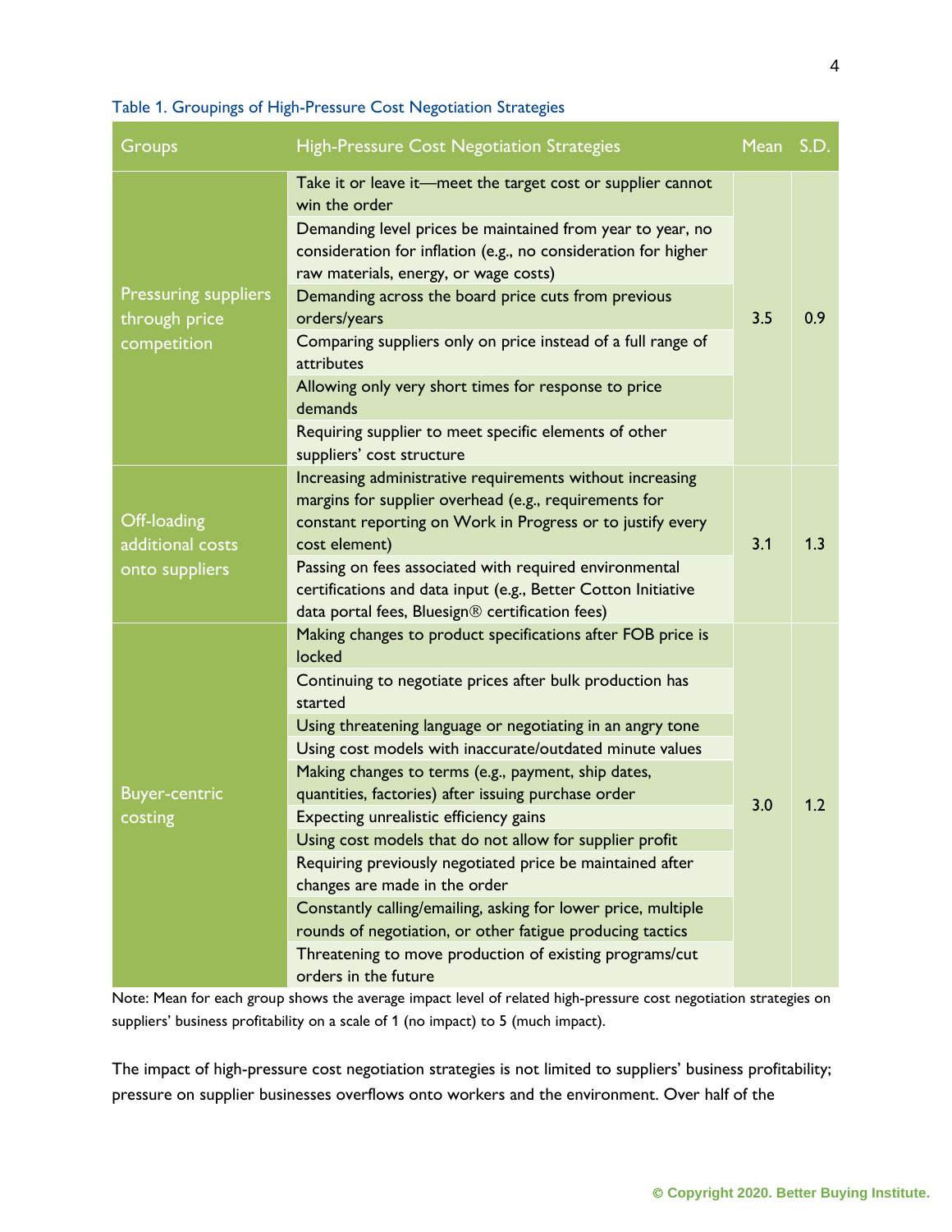Table 1. Groupings of High-Pressure Cost Negotiation Strategies

| Groups | High-Pressure Cost Negotiation Strategies | Mean | S.D. |
|---|---|---|---|
| Pressuring suppliers through price competition | Take it or leave it—meet the target cost or supplier cannot win the order | 3.5 | 0.9 |
| | Demanding level prices be maintained from year to year, no consideration for inflation (e.g., no consideration for higher raw materials, energy, or wage costs) | | |
| | Demanding across the board price cuts from previous orders/years | | |
| | Comparing suppliers only on price instead of a full range of attributes | | |
| | Allowing only very short times for response to price demands | | |
| | Requiring supplier to meet specific elements of other suppliers' cost structure | | |
| Off-loading additional costs onto suppliers | Increasing administrative requirements without increasing margins for supplier overhead (e.g., requirements for constant reporting on Work in Progress or to justify every cost element) | 3.1 | 1.3 |
| | Passing on fees associated with required environmental certifications and data input (e.g., Better Cotton Initiative data portal fees, Bluesign® certification fees) | | |
| Buyer-centric costing | Making changes to product specifications after FOB price is locked | 3.0 | 1.2 |
| | Continuing to negotiate prices after bulk production has started | | |
| | Using threatening language or negotiating in an angry tone | | |
| | Using cost models with inaccurate/outdated minute values | | |
| | Making changes to terms (e.g., payment, ship dates, quantities, factories) after issuing purchase order | | |
| | Expecting unrealistic efficiency gains | | |
| | Using cost models that do not allow for supplier profit | | |
| | Requiring previously negotiated price be maintained after changes are made in the order | | |
| | Constantly calling/emailing, asking for lower price, multiple rounds of negotiation, or other fatigue producing tactics | | |
| | Threatening to move production of existing programs/cut orders in the future | | |

Note: Mean for each group shows the average impact level of related high-pressure cost negotiation strategies on suppliers' business profitability on a scale of 1 (no impact) to 5 (much impact).

The impact of high-pressure cost negotiation strategies is not limited to suppliers' business profitability; pressure on supplier businesses overflows onto workers and the environment. Over half of the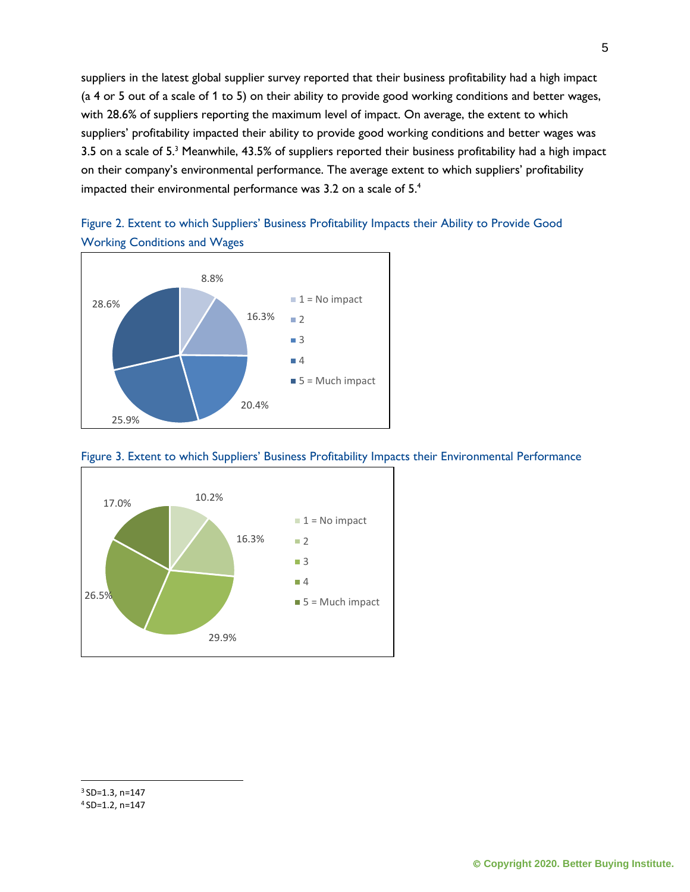suppliers in the latest global supplier survey reported that their business profitability had a high impact (a 4 or 5 out of a scale of 1 to 5) on their ability to provide good working conditions and better wages, with 28.6% of suppliers reporting the maximum level of impact. On average, the extent to which suppliers' profitability impacted their ability to provide good working conditions and better wages was 3.5 on a scale of 5.[3] Meanwhile, 43.5% of suppliers reported their business profitability had a high impact on their company's environmental performance. The average extent to which suppliers' profitability impacted their environmental performance was 3.2 on a scale of 5.[4]

Figure 2. Extent to which Suppliers' Business Profitability Impacts their Ability to Provide Good Working Conditions and Wages

| Response | Percentage |
|---|---|
| 1 = No impact | 8.8% |
| 2 | 16.3% |
| 3 | 20.4% |
| 4 | 25.9% |
| 5 = Much impact | 28.6% |

Figure 3. Extent to which Suppliers' Business Profitability Impacts their Environmental Performance

| Response | Percentage |
|---|---|
| 1 = No impact | 10.2% |
| 2 | 16.3% |
| 3 | 29.9% |
| 4 | 26.5% |
| 5 = Much impact | 17.0% |

---

[3] SD=1.3, n=147

[4] SD=1.2, n=147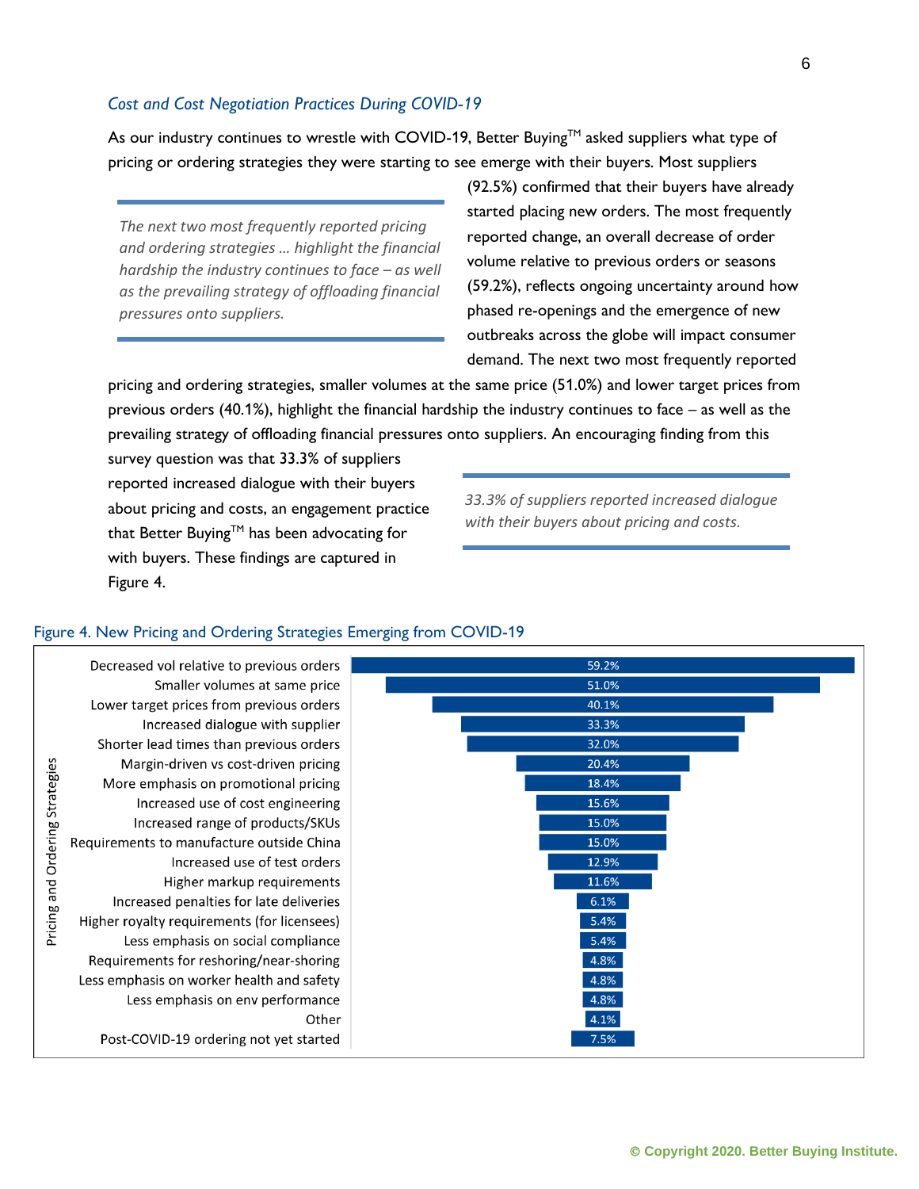### *Cost and Cost Negotiation Practices During COVID-19*

As our industry continues to wrestle with COVID-19, Better Buying™ asked suppliers what type of pricing or ordering strategies they were starting to see emerge with their buyers. Most suppliers (92.5%) confirmed that their buyers have already started placing new orders. The most frequently reported change, an overall decrease of order volume relative to previous orders or seasons (59.2%), reflects ongoing uncertainty around how phased re-openings and the emergence of new outbreaks across the globe will impact consumer demand. The next two most frequently reported pricing and ordering strategies, smaller volumes at the same price (51.0%) and lower target prices from previous orders (40.1%), highlight the financial hardship the industry continues to face – as well as the prevailing strategy of offloading financial pressures onto suppliers. An encouraging finding from this survey question was that 33.3% of suppliers reported increased dialogue with their buyers about pricing and costs, an engagement practice that Better Buying™ has been advocating for with buyers. These findings are captured in Figure 4.

> *The next two most frequently reported pricing and ordering strategies … highlight the financial hardship the industry continues to face – as well as the prevailing strategy of offloading financial pressures onto suppliers.*

> *33.3% of suppliers reported increased dialogue with their buyers about pricing and costs.*

Figure 4. New Pricing and Ordering Strategies Emerging from COVID-19

| Pricing and Ordering Strategies | % |
|---|---|
| Decreased vol relative to previous orders | 59.2% |
| Smaller volumes at same price | 51.0% |
| Lower target prices from previous orders | 40.1% |
| Increased dialogue with supplier | 33.3% |
| Shorter lead times than previous orders | 32.0% |
| Margin-driven vs cost-driven pricing | 20.4% |
| More emphasis on promotional pricing | 18.4% |
| Increased use of cost engineering | 15.6% |
| Increased range of products/SKUs | 15.0% |
| Requirements to manufacture outside China | 15.0% |
| Increased use of test orders | 12.9% |
| Higher markup requirements | 11.6% |
| Increased penalties for late deliveries | 6.1% |
| Higher royalty requirements (for licensees) | 5.4% |
| Less emphasis on social compliance | 5.4% |
| Requirements for reshoring/near-shoring | 4.8% |
| Less emphasis on worker health and safety | 4.8% |
| Less emphasis on env performance | 4.8% |
| Other | 4.1% |
| Post-COVID-19 ordering not yet started | 7.5% |

© Copyright 2020. Better Buying Institute.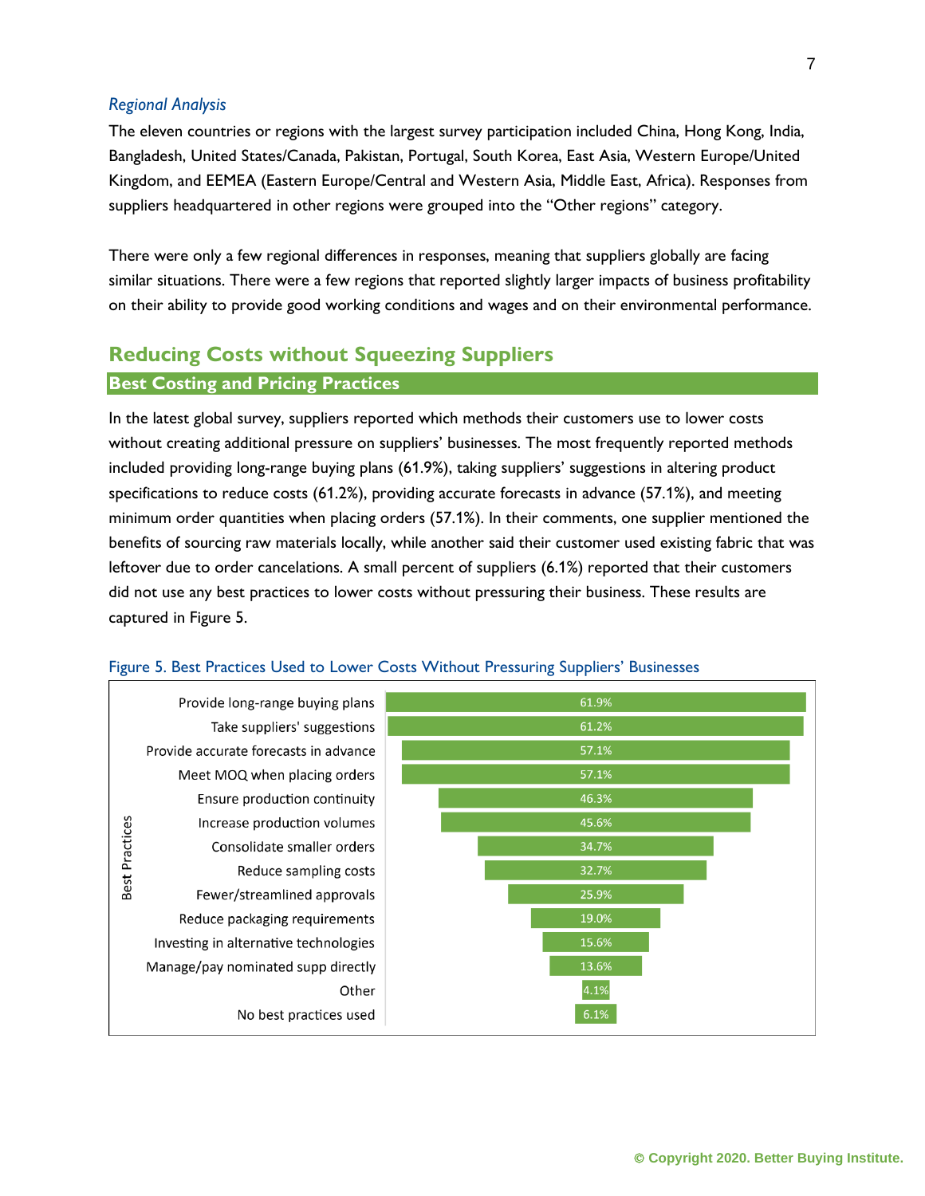*Regional Analysis*

The eleven countries or regions with the largest survey participation included China, Hong Kong, India, Bangladesh, United States/Canada, Pakistan, Portugal, South Korea, East Asia, Western Europe/United Kingdom, and EEMEA (Eastern Europe/Central and Western Asia, Middle East, Africa). Responses from suppliers headquartered in other regions were grouped into the "Other regions" category.

There were only a few regional differences in responses, meaning that suppliers globally are facing similar situations. There were a few regions that reported slightly larger impacts of business profitability on their ability to provide good working conditions and wages and on their environmental performance.

## Reducing Costs without Squeezing Suppliers

### Best Costing and Pricing Practices

In the latest global survey, suppliers reported which methods their customers use to lower costs without creating additional pressure on suppliers' businesses. The most frequently reported methods included providing long-range buying plans (61.9%), taking suppliers' suggestions in altering product specifications to reduce costs (61.2%), providing accurate forecasts in advance (57.1%), and meeting minimum order quantities when placing orders (57.1%). In their comments, one supplier mentioned the benefits of sourcing raw materials locally, while another said their customer used existing fabric that was leftover due to order cancelations. A small percent of suppliers (6.1%) reported that their customers did not use any best practices to lower costs without pressuring their business. These results are captured in Figure 5.

Figure 5. Best Practices Used to Lower Costs Without Pressuring Suppliers' Businesses

| Best Practices | % |
|---|---|
| Provide long-range buying plans | 61.9% |
| Take suppliers' suggestions | 61.2% |
| Provide accurate forecasts in advance | 57.1% |
| Meet MOQ when placing orders | 57.1% |
| Ensure production continuity | 46.3% |
| Increase production volumes | 45.6% |
| Consolidate smaller orders | 34.7% |
| Reduce sampling costs | 32.7% |
| Fewer/streamlined approvals | 25.9% |
| Reduce packaging requirements | 19.0% |
| Investing in alternative technologies | 15.6% |
| Manage/pay nominated supp directly | 13.6% |
| Other | 4.1% |
| No best practices used | 6.1% |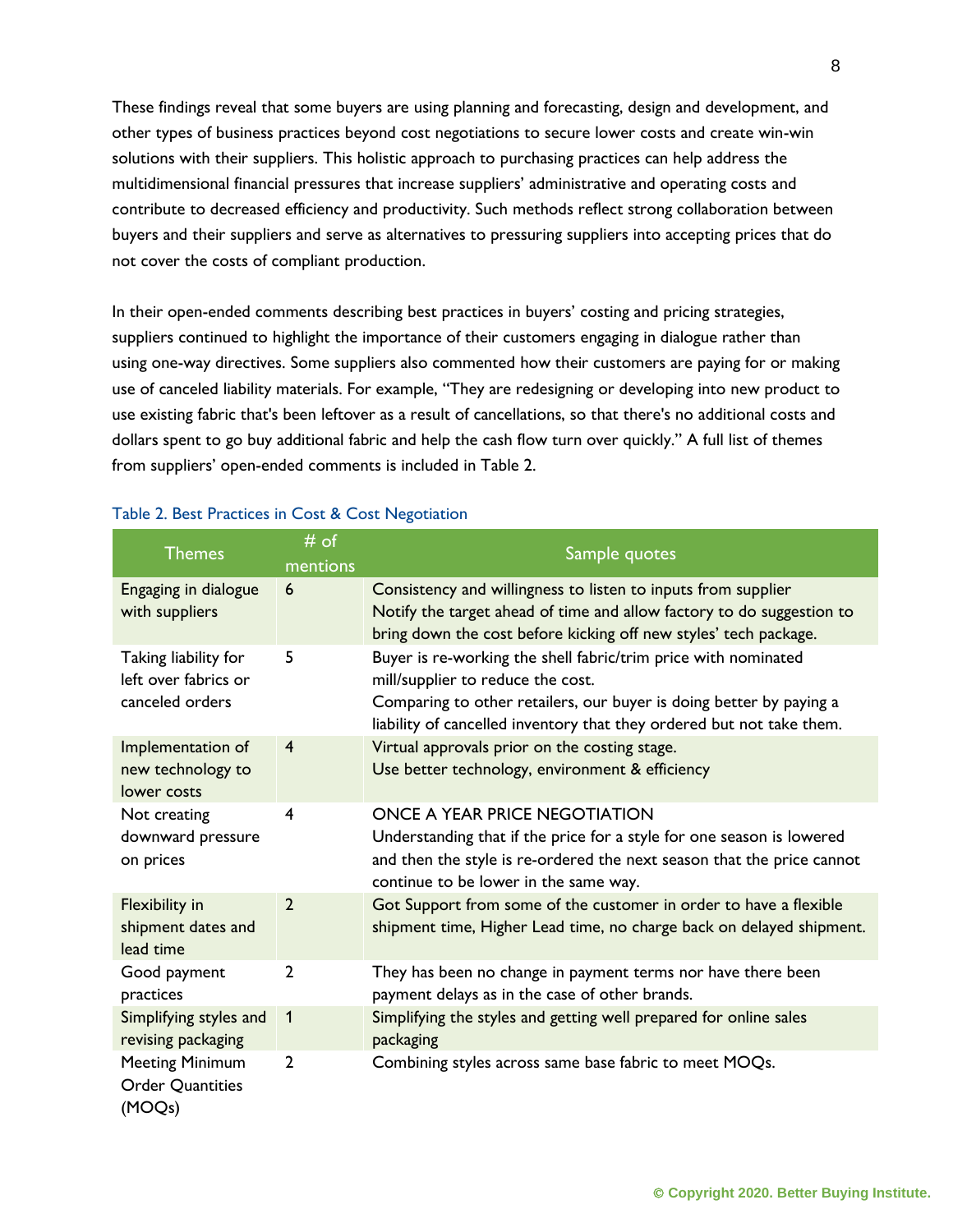These findings reveal that some buyers are using planning and forecasting, design and development, and other types of business practices beyond cost negotiations to secure lower costs and create win-win solutions with their suppliers. This holistic approach to purchasing practices can help address the multidimensional financial pressures that increase suppliers' administrative and operating costs and contribute to decreased efficiency and productivity. Such methods reflect strong collaboration between buyers and their suppliers and serve as alternatives to pressuring suppliers into accepting prices that do not cover the costs of compliant production.

In their open-ended comments describing best practices in buyers' costing and pricing strategies, suppliers continued to highlight the importance of their customers engaging in dialogue rather than using one-way directives. Some suppliers also commented how their customers are paying for or making use of canceled liability materials. For example, "They are redesigning or developing into new product to use existing fabric that's been leftover as a result of cancellations, so that there's no additional costs and dollars spent to go buy additional fabric and help the cash flow turn over quickly." A full list of themes from suppliers' open-ended comments is included in Table 2.

Table 2. Best Practices in Cost & Cost Negotiation

| Themes | # of mentions | Sample quotes |
|---|---|---|
| Engaging in dialogue with suppliers | 6 | Consistency and willingness to listen to inputs from supplier<br>Notify the target ahead of time and allow factory to do suggestion to bring down the cost before kicking off new styles' tech package. |
| Taking liability for left over fabrics or canceled orders | 5 | Buyer is re-working the shell fabric/trim price with nominated mill/supplier to reduce the cost.<br>Comparing to other retailers, our buyer is doing better by paying a liability of cancelled inventory that they ordered but not take them. |
| Implementation of new technology to lower costs | 4 | Virtual approvals prior on the costing stage.<br>Use better technology, environment & efficiency |
| Not creating downward pressure on prices | 4 | ONCE A YEAR PRICE NEGOTIATION<br>Understanding that if the price for a style for one season is lowered and then the style is re-ordered the next season that the price cannot continue to be lower in the same way. |
| Flexibility in shipment dates and lead time | 2 | Got Support from some of the customer in order to have a flexible shipment time, Higher Lead time, no charge back on delayed shipment. |
| Good payment practices | 2 | They has been no change in payment terms nor have there been payment delays as in the case of other brands. |
| Simplifying styles and revising packaging | 1 | Simplifying the styles and getting well prepared for online sales packaging |
| Meeting Minimum Order Quantities (MOQs) | 2 | Combining styles across same base fabric to meet MOQs. |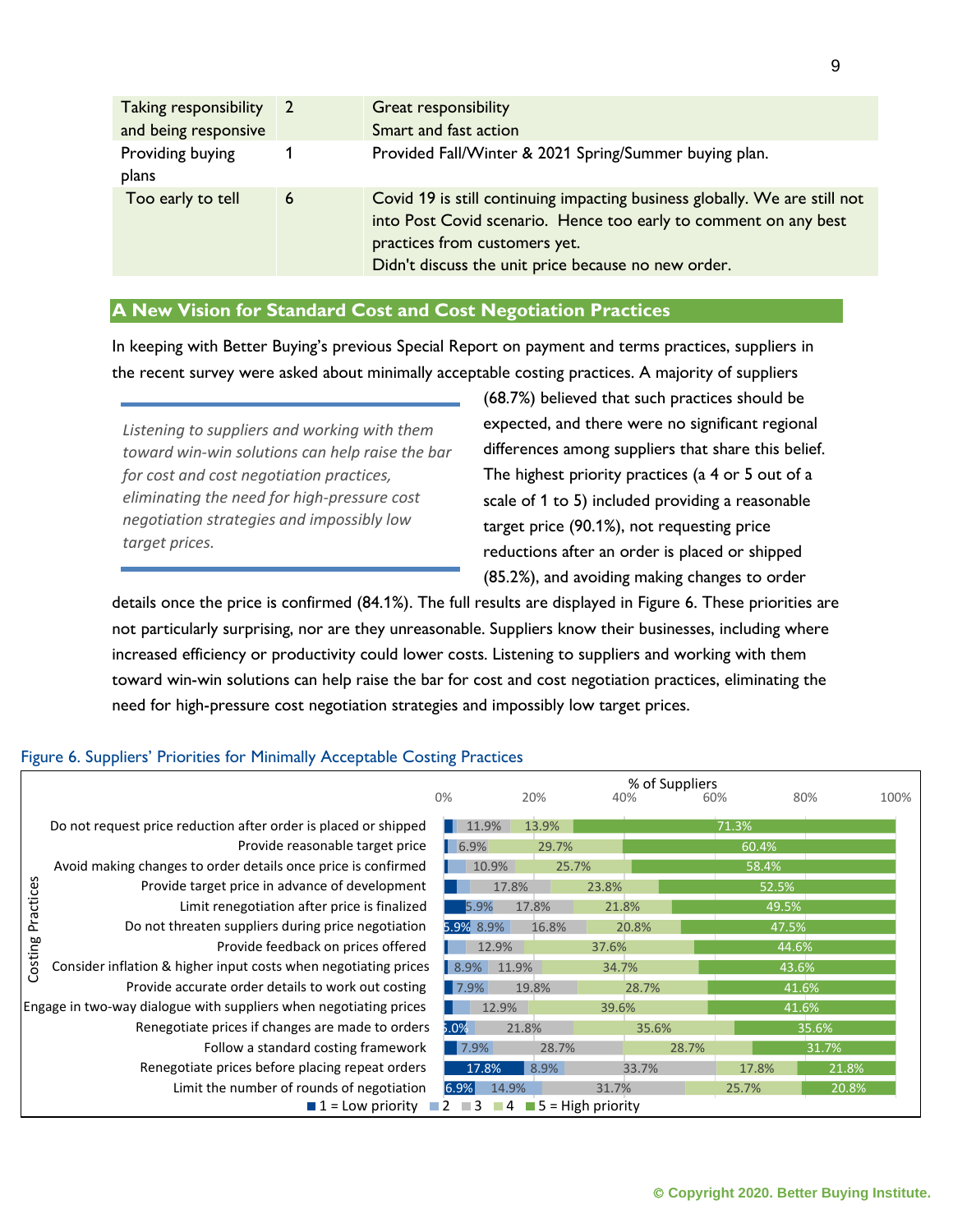| Taking responsibility and being responsive | 2 | Great responsibility<br>Smart and fast action |
|---|---|---|
| Providing buying plans | 1 | Provided Fall/Winter & 2021 Spring/Summer buying plan. |
| Too early to tell | 6 | Covid 19 is still continuing impacting business globally. We are still not into Post Covid scenario. Hence too early to comment on any best practices from customers yet.<br>Didn't discuss the unit price because no new order. |

## A New Vision for Standard Cost and Cost Negotiation Practices

In keeping with Better Buying's previous Special Report on payment and terms practices, suppliers in the recent survey were asked about minimally acceptable costing practices. A majority of suppliers (68.7%) believed that such practices should be expected, and there were no significant regional differences among suppliers that share this belief. The highest priority practices (a 4 or 5 out of a scale of 1 to 5) included providing a reasonable target price (90.1%), not requesting price reductions after an order is placed or shipped (85.2%), and avoiding making changes to order details once the price is confirmed (84.1%). The full results are displayed in Figure 6. These priorities are not particularly surprising, nor are they unreasonable. Suppliers know their businesses, including where increased efficiency or productivity could lower costs. Listening to suppliers and working with them toward win-win solutions can help raise the bar for cost and cost negotiation practices, eliminating the need for high-pressure cost negotiation strategies and impossibly low target prices.

> *Listening to suppliers and working with them toward win-win solutions can help raise the bar for cost and cost negotiation practices, eliminating the need for high-pressure cost negotiation strategies and impossibly low target prices.*

Figure 6. Suppliers' Priorities for Minimally Acceptable Costing Practices

| Costing Practices | 1 = Low priority | 2 | 3 | 4 | 5 = High priority |
|---|---|---|---|---|---|
| Do not request price reduction after order is placed or shipped | | | 11.9% | 13.9% | 71.3% |
| Provide reasonable target price | | 6.9% | | 29.7% | 60.4% |
| Avoid making changes to order details once price is confirmed | | | 10.9% | 25.7% | 58.4% |
| Provide target price in advance of development | | | 17.8% | 23.8% | 52.5% |
| Limit renegotiation after price is finalized | | 5.9% | 17.8% | 21.8% | 49.5% |
| Do not threaten suppliers during price negotiation | 5.9% | 8.9% | 16.8% | 20.8% | 47.5% |
| Provide feedback on prices offered | | | 12.9% | 37.6% | 44.6% |
| Consider inflation & higher input costs when negotiating prices | | 8.9% | 11.9% | 34.7% | 43.6% |
| Provide accurate order details to work out costing | | 7.9% | 19.8% | 28.7% | 41.6% |
| Engage in two-way dialogue with suppliers when negotiating prices | | | 12.9% | 39.6% | 41.6% |
| Renegotiate prices if changes are made to orders | 5.0% | | 21.8% | 35.6% | 35.6% |
| Follow a standard costing framework | | 7.9% | 28.7% | 28.7% | 31.7% |
| Renegotiate prices before placing repeat orders | 17.8% | 8.9% | 33.7% | 17.8% | 21.8% |
| Limit the number of rounds of negotiation | 6.9% | 14.9% | 31.7% | 25.7% | 20.8% |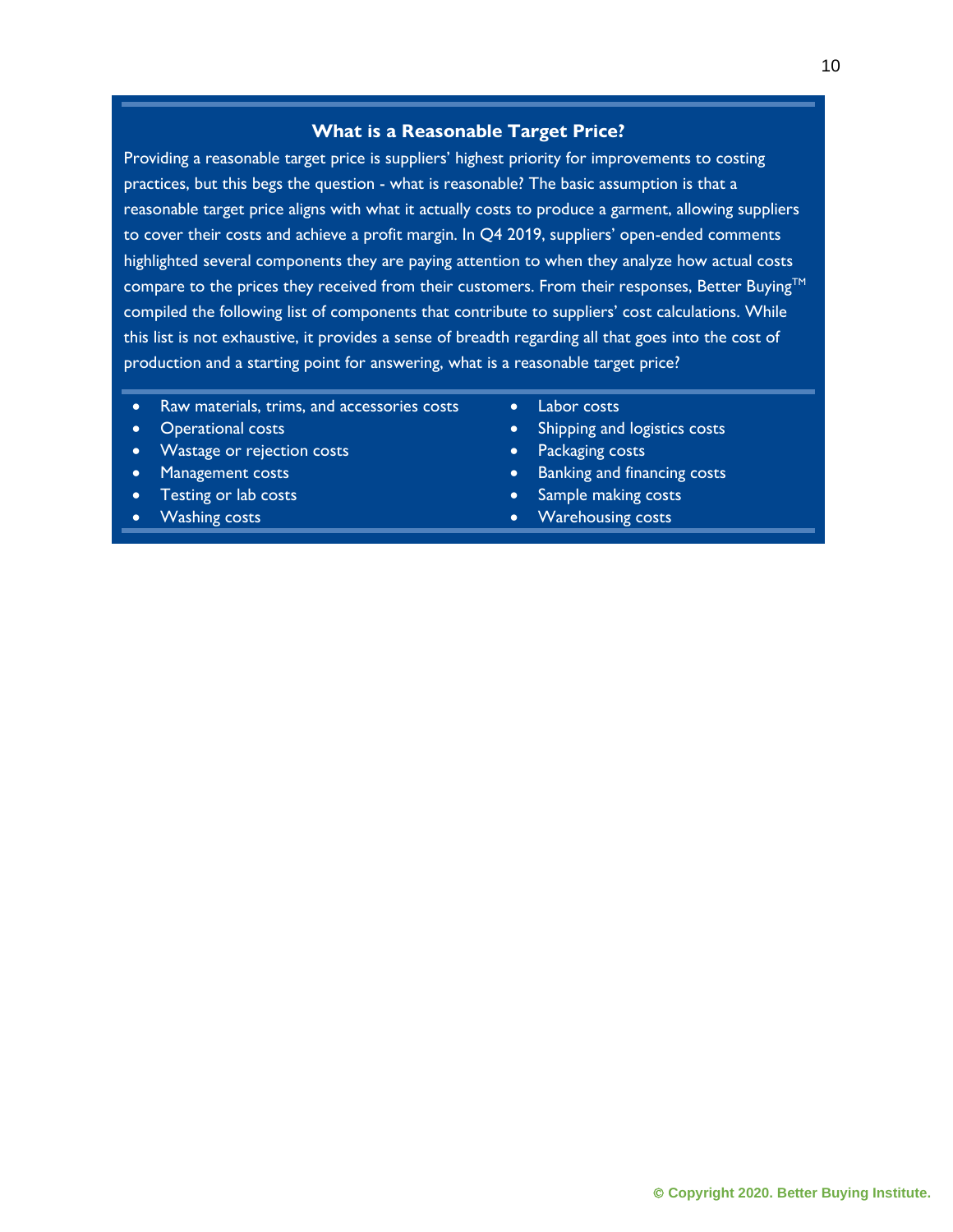## What is a Reasonable Target Price?

Providing a reasonable target price is suppliers' highest priority for improvements to costing practices, but this begs the question - what is reasonable? The basic assumption is that a reasonable target price aligns with what it actually costs to produce a garment, allowing suppliers to cover their costs and achieve a profit margin. In Q4 2019, suppliers' open-ended comments highlighted several components they are paying attention to when they analyze how actual costs compare to the prices they received from their customers. From their responses, Better Buying™ compiled the following list of components that contribute to suppliers' cost calculations. While this list is not exhaustive, it provides a sense of breadth regarding all that goes into the cost of production and a starting point for answering, what is a reasonable target price?

- Raw materials, trims, and accessories costs
- Operational costs
- Wastage or rejection costs
- Management costs
- Testing or lab costs
- Washing costs
- Labor costs
- Shipping and logistics costs
- Packaging costs
- Banking and financing costs
- Sample making costs
- Warehousing costs

© Copyright 2020. Better Buying Institute.